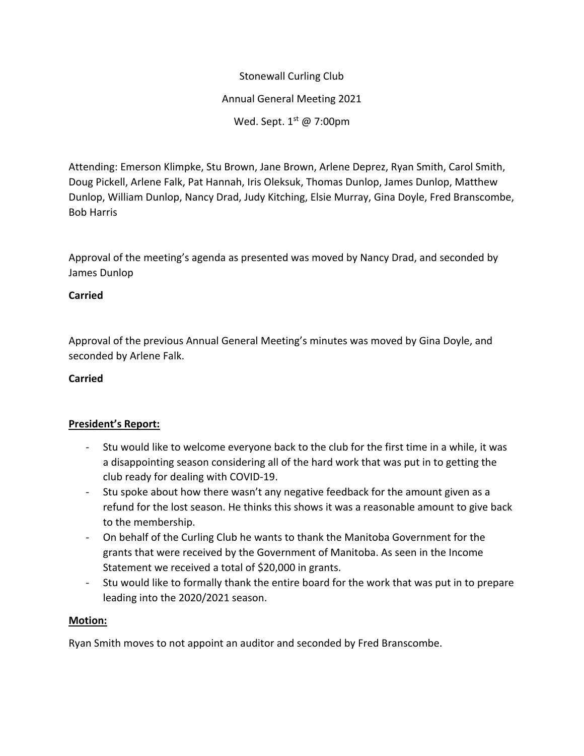Stonewall Curling Club

Annual General Meeting 2021

Wed. Sept. 1st @ 7:00pm

Attending: Emerson Klimpke, Stu Brown, Jane Brown, Arlene Deprez, Ryan Smith, Carol Smith, Doug Pickell, Arlene Falk, Pat Hannah, Iris Oleksuk, Thomas Dunlop, James Dunlop, Matthew Dunlop, William Dunlop, Nancy Drad, Judy Kitching, Elsie Murray, Gina Doyle, Fred Branscombe, Bob Harris

Approval of the meeting's agenda as presented was moved by Nancy Drad, and seconded by James Dunlop

**Carried**

Approval of the previous Annual General Meeting's minutes was moved by Gina Doyle, and seconded by Arlene Falk.

**Carried**

**President's Report:**

- Stu would like to welcome everyone back to the club for the first time in a while, it was a disappointing season considering all of the hard work that was put in to getting the club ready for dealing with COVID-19.
- Stu spoke about how there wasn't any negative feedback for the amount given as a refund for the lost season. He thinks this shows it was a reasonable amount to give back to the membership.
- On behalf of the Curling Club he wants to thank the Manitoba Government for the grants that were received by the Government of Manitoba. As seen in the Income Statement we received a total of $20,000 in grants.
- Stu would like to formally thank the entire board for the work that was put in to prepare leading into the 2020/2021 season.

**Motion:**

Ryan Smith moves to not appoint an auditor and seconded by Fred Branscombe.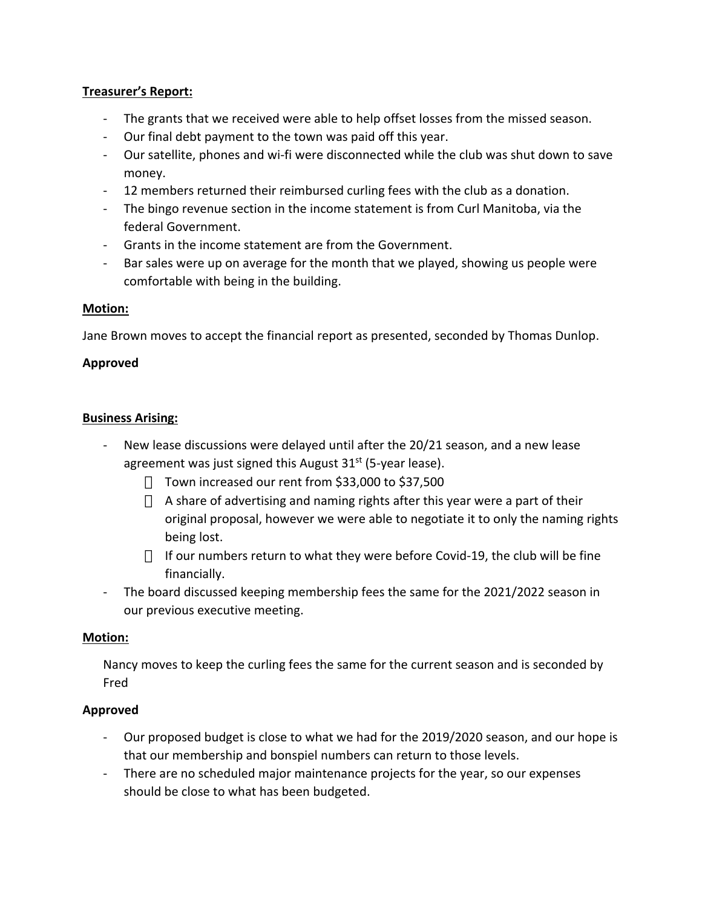**Treasurer's Report:**

- The grants that we received were able to help offset losses from the missed season.
- Our final debt payment to the town was paid off this year.
- Our satellite, phones and wi-fi were disconnected while the club was shut down to save money.
- 12 members returned their reimbursed curling fees with the club as a donation.
- The bingo revenue section in the income statement is from Curl Manitoba, via the federal Government.
- Grants in the income statement are from the Government.
- Bar sales were up on average for the month that we played, showing us people were comfortable with being in the building.

**Motion:**

Jane Brown moves to accept the financial report as presented, seconded by Thomas Dunlop.

**Approved**

**Business Arising:**

- New lease discussions were delayed until after the 20/21 season, and a new lease agreement was just signed this August 31st (5-year lease).
  - Town increased our rent from $33,000 to $37,500
  - A share of advertising and naming rights after this year were a part of their original proposal, however we were able to negotiate it to only the naming rights being lost.
  - If our numbers return to what they were before Covid-19, the club will be fine financially.
- The board discussed keeping membership fees the same for the 2021/2022 season in our previous executive meeting.

**Motion:**

Nancy moves to keep the curling fees the same for the current season and is seconded by Fred

**Approved**

- Our proposed budget is close to what we had for the 2019/2020 season, and our hope is that our membership and bonspiel numbers can return to those levels.
- There are no scheduled major maintenance projects for the year, so our expenses should be close to what has been budgeted.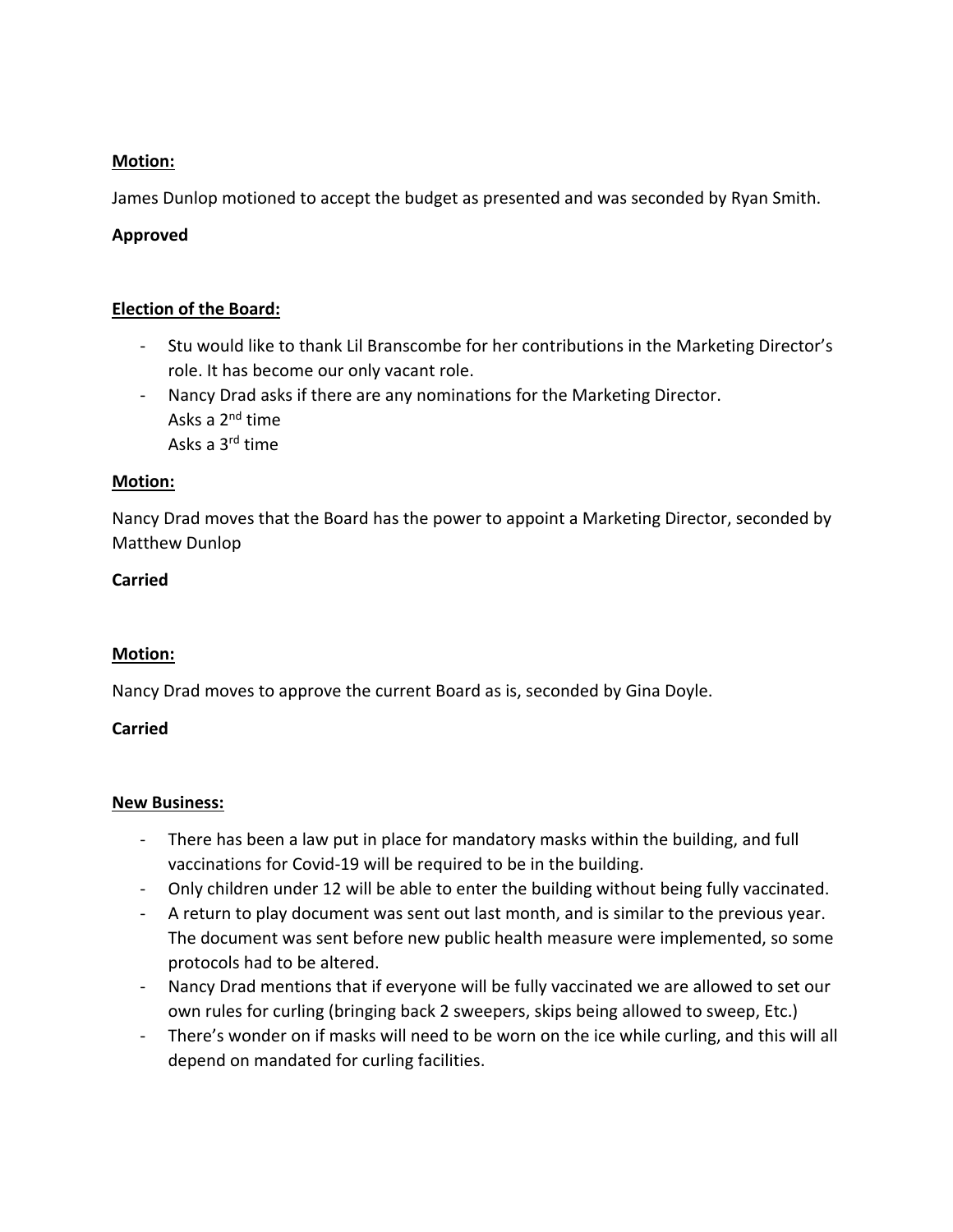**Motion:**

James Dunlop motioned to accept the budget as presented and was seconded by Ryan Smith.

**Approved**

**Election of the Board:**

- Stu would like to thank Lil Branscombe for her contributions in the Marketing Director's role. It has become our only vacant role.
- Nancy Drad asks if there are any nominations for the Marketing Director.
  Asks a 2nd time
  Asks a 3rd time

**Motion:**

Nancy Drad moves that the Board has the power to appoint a Marketing Director, seconded by Matthew Dunlop

**Carried**

**Motion:**

Nancy Drad moves to approve the current Board as is, seconded by Gina Doyle.

**Carried**

**New Business:**

- There has been a law put in place for mandatory masks within the building, and full vaccinations for Covid-19 will be required to be in the building.
- Only children under 12 will be able to enter the building without being fully vaccinated.
- A return to play document was sent out last month, and is similar to the previous year. The document was sent before new public health measure were implemented, so some protocols had to be altered.
- Nancy Drad mentions that if everyone will be fully vaccinated we are allowed to set our own rules for curling (bringing back 2 sweepers, skips being allowed to sweep, Etc.)
- There's wonder on if masks will need to be worn on the ice while curling, and this will all depend on mandated for curling facilities.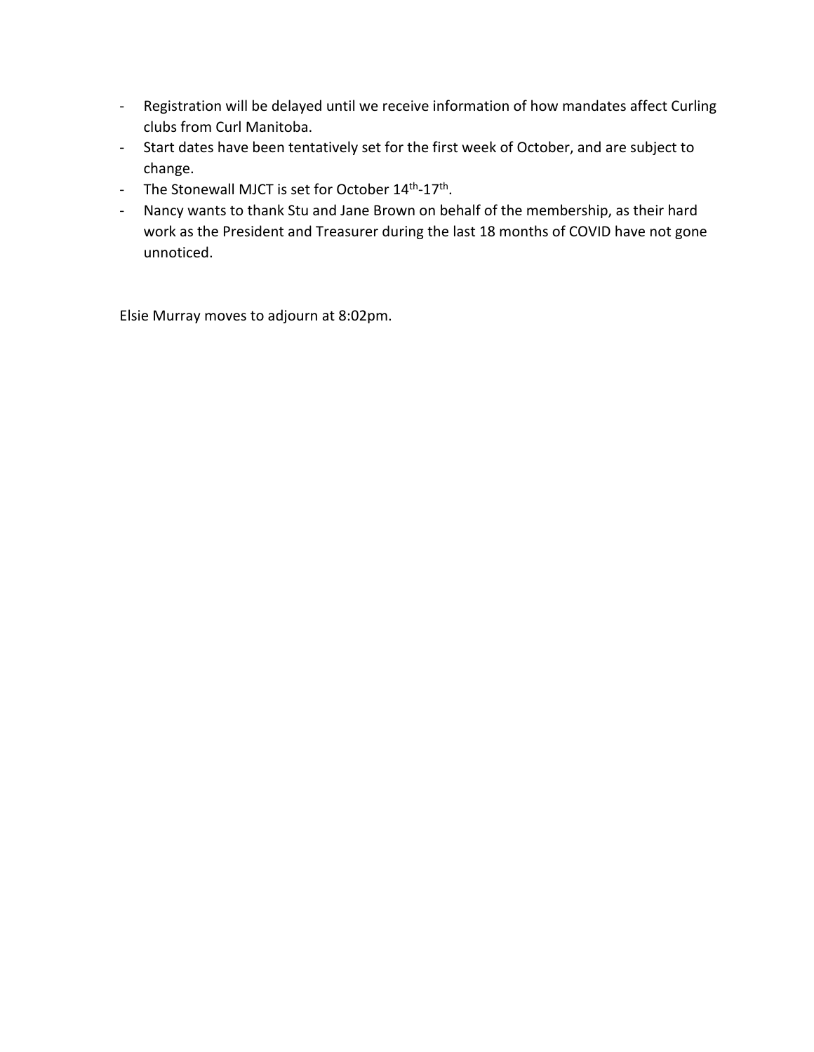- Registration will be delayed until we receive information of how mandates affect Curling clubs from Curl Manitoba.
- Start dates have been tentatively set for the first week of October, and are subject to change.
- The Stonewall MJCT is set for October 14th-17th.
- Nancy wants to thank Stu and Jane Brown on behalf of the membership, as their hard work as the President and Treasurer during the last 18 months of COVID have not gone unnoticed.

Elsie Murray moves to adjourn at 8:02pm.